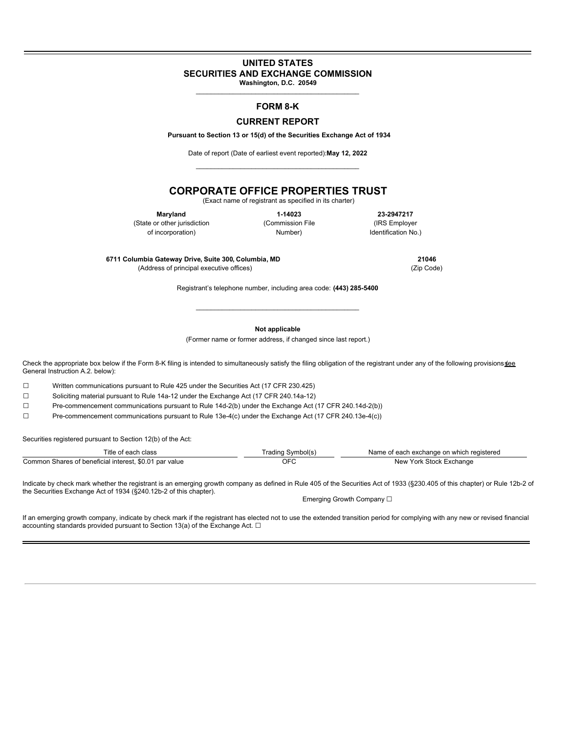# UNITED STATES
# SECURITIES AND EXCHANGE COMMISSION

**Washington, D.C. 20549**

## FORM 8-K

## CURRENT REPORT

**Pursuant to Section 13 or 15(d) of the Securities Exchange Act of 1934**

Date of report (Date of earliest event reported): **May 12, 2022**

# CORPORATE OFFICE PROPERTIES TRUST

(Exact name of registrant as specified in its charter)

| **Maryland** | **1-14023** | **23-2947217** |
|---|---|---|
| (State or other jurisdiction of incorporation) | (Commission File Number) | (IRS Employer Identification No.) |

| **6711 Columbia Gateway Drive, Suite 300, Columbia, MD** | **21046** |
|---|---|
| (Address of principal executive offices) | (Zip Code) |

Registrant's telephone number, including area code: **(443) 285-5400**

**Not applicable**

(Former name or former address, if changed since last report.)

Check the appropriate box below if the Form 8-K filing is intended to simultaneously satisfy the filing obligation of the registrant under any of the following provisions (see General Instruction A.2. below):

☐ Written communications pursuant to Rule 425 under the Securities Act (17 CFR 230.425)

☐ Soliciting material pursuant to Rule 14a-12 under the Exchange Act (17 CFR 240.14a-12)

☐ Pre-commencement communications pursuant to Rule 14d-2(b) under the Exchange Act (17 CFR 240.14d-2(b))

☐ Pre-commencement communications pursuant to Rule 13e-4(c) under the Exchange Act (17 CFR 240.13e-4(c))

Securities registered pursuant to Section 12(b) of the Act:

| Title of each class | Trading Symbol(s) | Name of each exchange on which registered |
|---|---|---|
| Common Shares of beneficial interest, $0.01 par value | OFC | New York Stock Exchange |

Indicate by check mark whether the registrant is an emerging growth company as defined in Rule 405 of the Securities Act of 1933 (§230.405 of this chapter) or Rule 12b-2 of the Securities Exchange Act of 1934 (§240.12b-2 of this chapter).

Emerging Growth Company ☐

If an emerging growth company, indicate by check mark if the registrant has elected not to use the extended transition period for complying with any new or revised financial accounting standards provided pursuant to Section 13(a) of the Exchange Act. ☐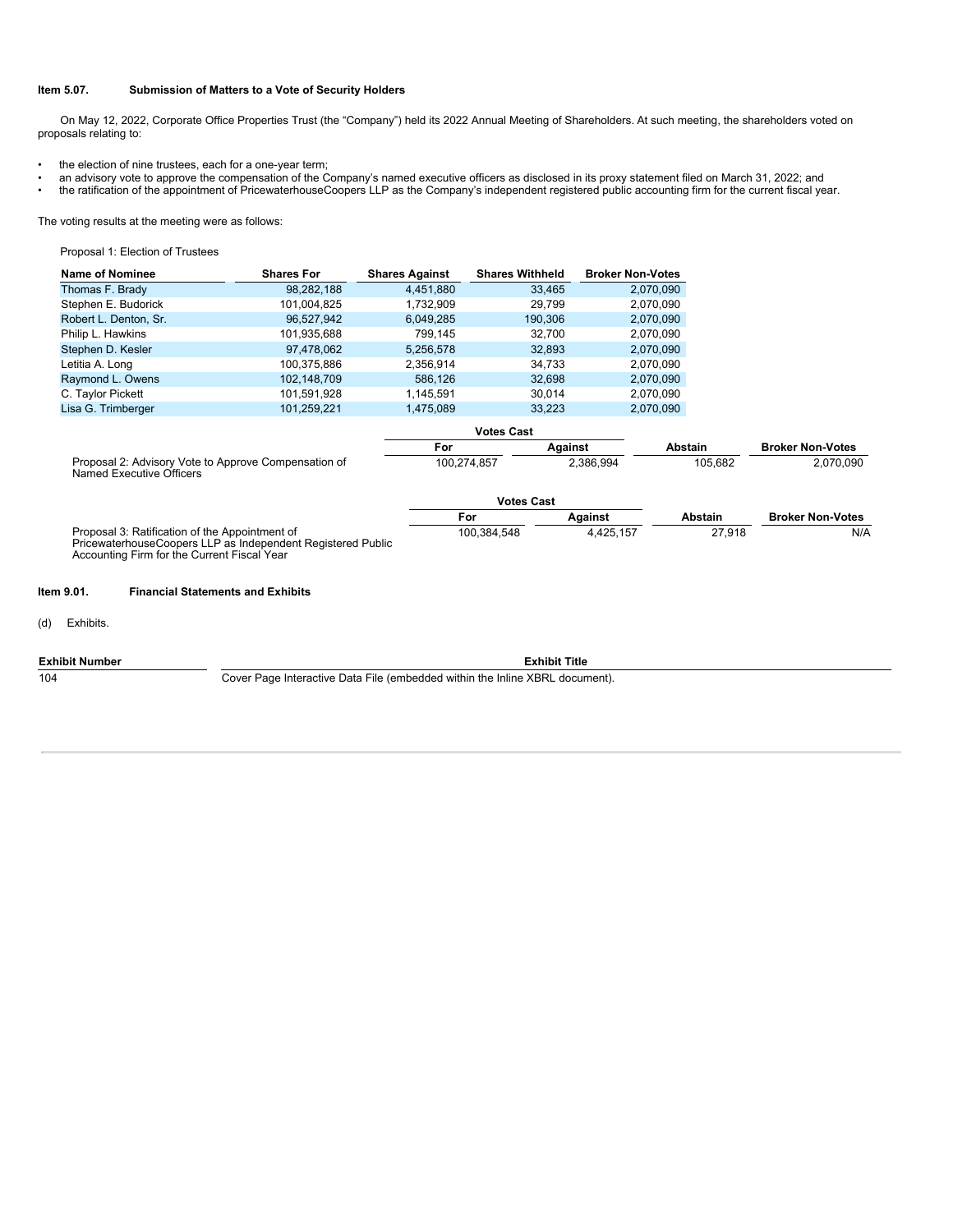**Item 5.07. Submission of Matters to a Vote of Security Holders**

On May 12, 2022, Corporate Office Properties Trust (the "Company") held its 2022 Annual Meeting of Shareholders. At such meeting, the shareholders voted on proposals relating to:

- the election of nine trustees, each for a one-year term;
- an advisory vote to approve the compensation of the Company's named executive officers as disclosed in its proxy statement filed on March 31, 2022; and
- the ratification of the appointment of PricewaterhouseCoopers LLP as the Company's independent registered public accounting firm for the current fiscal year.

The voting results at the meeting were as follows:

Proposal 1: Election of Trustees

| Name of Nominee | Shares For | Shares Against | Shares Withheld | Broker Non-Votes |
|---|---|---|---|---|
| Thomas F. Brady | 98,282,188 | 4,451,880 | 33,465 | 2,070,090 |
| Stephen E. Budorick | 101,004,825 | 1,732,909 | 29,799 | 2,070,090 |
| Robert L. Denton, Sr. | 96,527,942 | 6,049,285 | 190,306 | 2,070,090 |
| Philip L. Hawkins | 101,935,688 | 799,145 | 32,700 | 2,070,090 |
| Stephen D. Kesler | 97,478,062 | 5,256,578 | 32,893 | 2,070,090 |
| Letitia A. Long | 100,375,886 | 2,356,914 | 34,733 | 2,070,090 |
| Raymond L. Owens | 102,148,709 | 586,126 | 32,698 | 2,070,090 |
| C. Taylor Pickett | 101,591,928 | 1,145,591 | 30,014 | 2,070,090 |
| Lisa G. Trimberger | 101,259,221 | 1,475,089 | 33,223 | 2,070,090 |

| | Votes Cast | | | |
|---|---|---|---|---|
| | For | Against | Abstain | Broker Non-Votes |
| Proposal 2: Advisory Vote to Approve Compensation of Named Executive Officers | 100,274,857 | 2,386,994 | 105,682 | 2,070,090 |

| | Votes Cast | | | |
|---|---|---|---|---|
| | For | Against | Abstain | Broker Non-Votes |
| Proposal 3: Ratification of the Appointment of PricewaterhouseCoopers LLP as Independent Registered Public Accounting Firm for the Current Fiscal Year | 100,384,548 | 4,425,157 | 27,918 | N/A |

**Item 9.01. Financial Statements and Exhibits**

(d) Exhibits.

| Exhibit Number | Exhibit Title |
|---|---|
| 104 | Cover Page Interactive Data File (embedded within the Inline XBRL document). |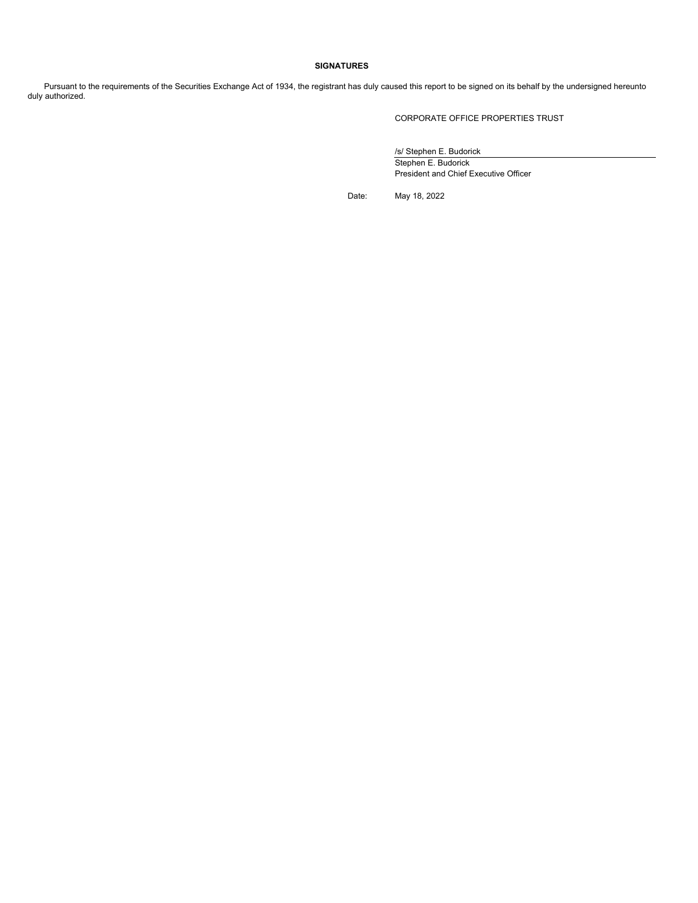**SIGNATURES**

Pursuant to the requirements of the Securities Exchange Act of 1934, the registrant has duly caused this report to be signed on its behalf by the undersigned hereunto duly authorized.

CORPORATE OFFICE PROPERTIES TRUST

/s/ Stephen E. Budorick

Stephen E. Budorick
President and Chief Executive Officer

Date: May 18, 2022